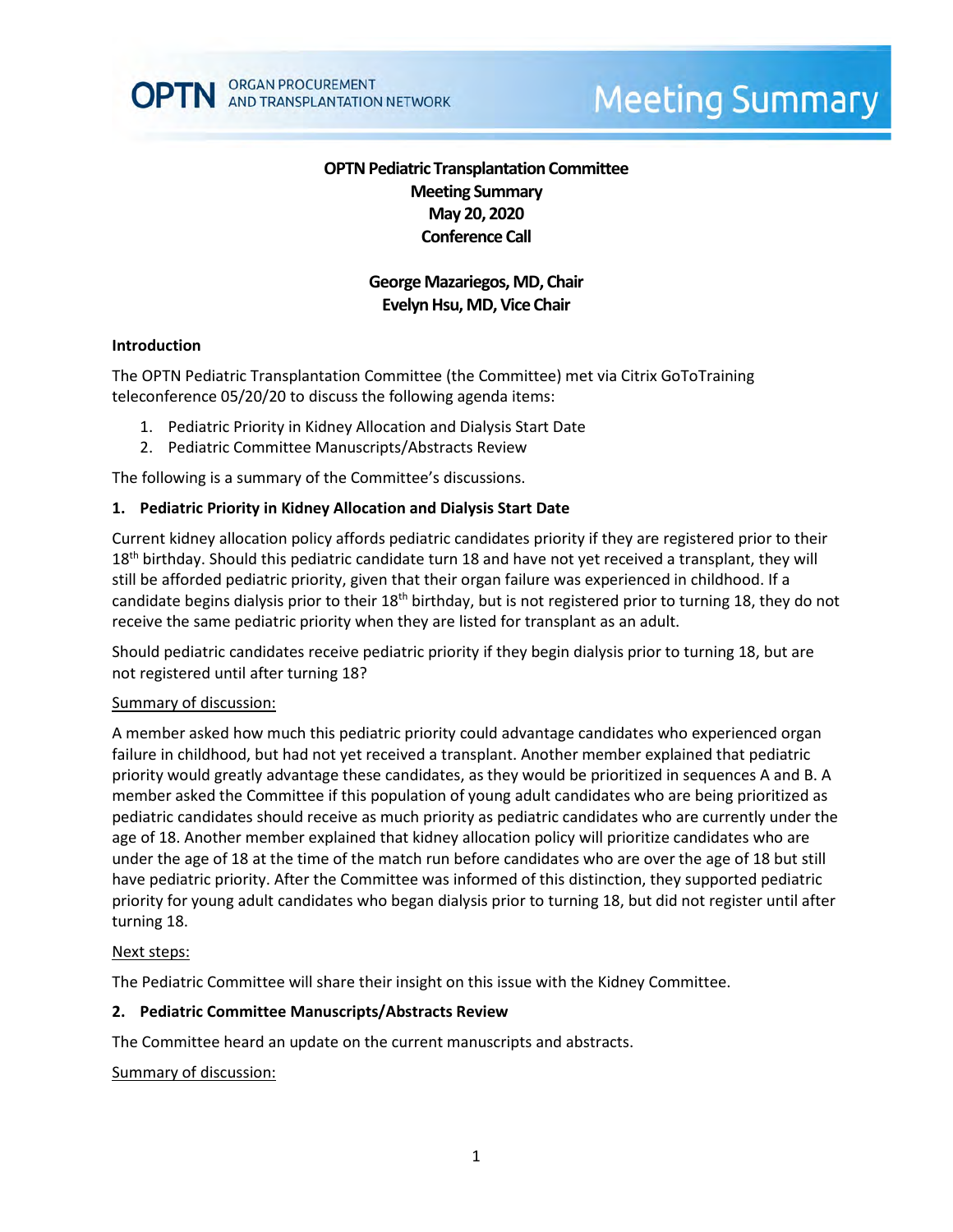# OPTN Pediatric Transplantation Committee
## Meeting Summary
## May 20, 2020
## Conference Call

**George Mazariegos, MD, Chair**
**Evelyn Hsu, MD, Vice Chair**

### Introduction

The OPTN Pediatric Transplantation Committee (the Committee) met via Citrix GoToTraining teleconference 05/20/20 to discuss the following agenda items:

1. Pediatric Priority in Kidney Allocation and Dialysis Start Date
2. Pediatric Committee Manuscripts/Abstracts Review

The following is a summary of the Committee's discussions.

### 1. Pediatric Priority in Kidney Allocation and Dialysis Start Date

Current kidney allocation policy affords pediatric candidates priority if they are registered prior to their 18th birthday. Should this pediatric candidate turn 18 and have not yet received a transplant, they will still be afforded pediatric priority, given that their organ failure was experienced in childhood. If a candidate begins dialysis prior to their 18th birthday, but is not registered prior to turning 18, they do not receive the same pediatric priority when they are listed for transplant as an adult.

Should pediatric candidates receive pediatric priority if they begin dialysis prior to turning 18, but are not registered until after turning 18?

Summary of discussion:

A member asked how much this pediatric priority could advantage candidates who experienced organ failure in childhood, but had not yet received a transplant. Another member explained that pediatric priority would greatly advantage these candidates, as they would be prioritized in sequences A and B. A member asked the Committee if this population of young adult candidates who are being prioritized as pediatric candidates should receive as much priority as pediatric candidates who are currently under the age of 18. Another member explained that kidney allocation policy will prioritize candidates who are under the age of 18 at the time of the match run before candidates who are over the age of 18 but still have pediatric priority. After the Committee was informed of this distinction, they supported pediatric priority for young adult candidates who began dialysis prior to turning 18, but did not register until after turning 18.

Next steps:

The Pediatric Committee will share their insight on this issue with the Kidney Committee.

### 2. Pediatric Committee Manuscripts/Abstracts Review

The Committee heard an update on the current manuscripts and abstracts.

Summary of discussion: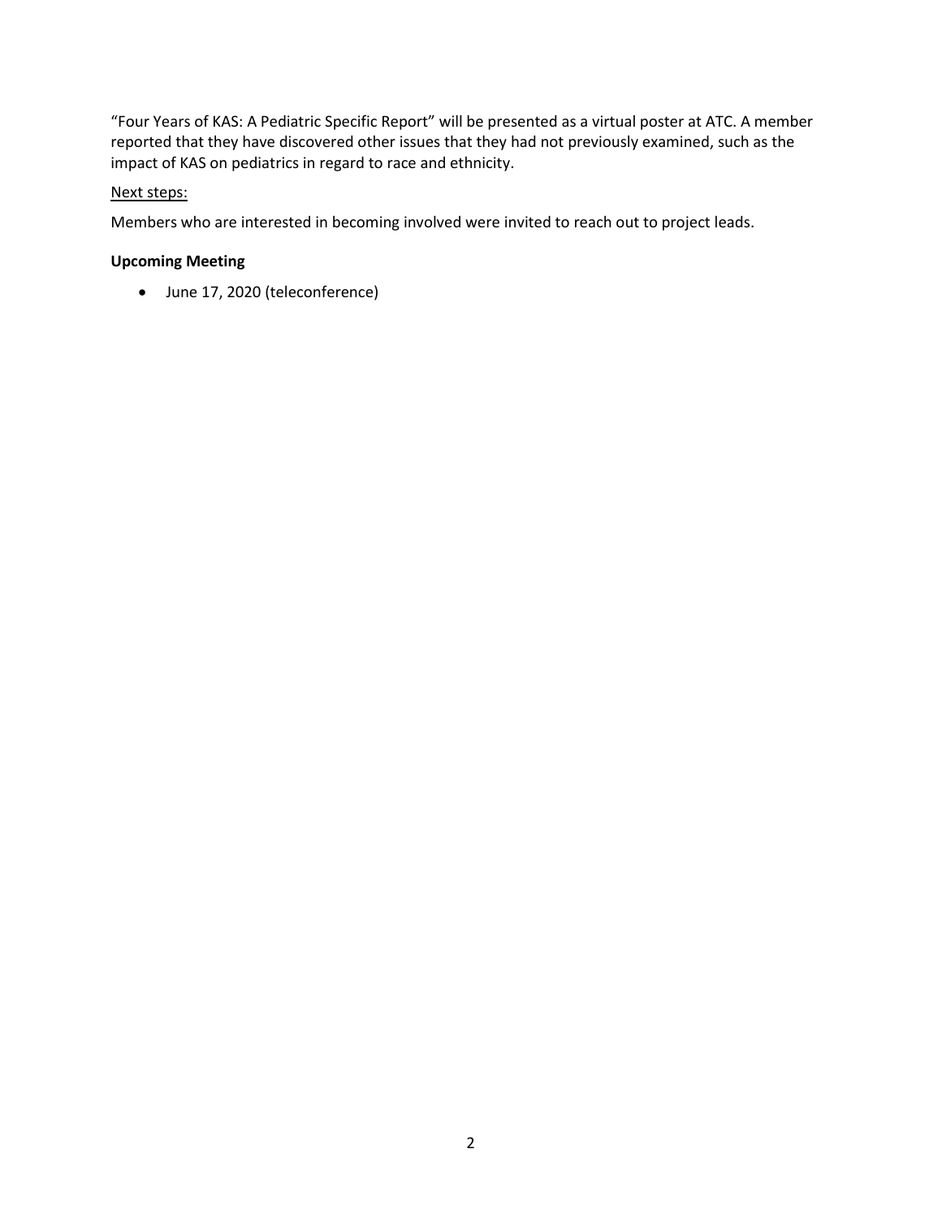"Four Years of KAS: A Pediatric Specific Report" will be presented as a virtual poster at ATC. A member reported that they have discovered other issues that they had not previously examined, such as the impact of KAS on pediatrics in regard to race and ethnicity.

<u>Next steps:</u>

Members who are interested in becoming involved were invited to reach out to project leads.

**Upcoming Meeting**

- June 17, 2020 (teleconference)